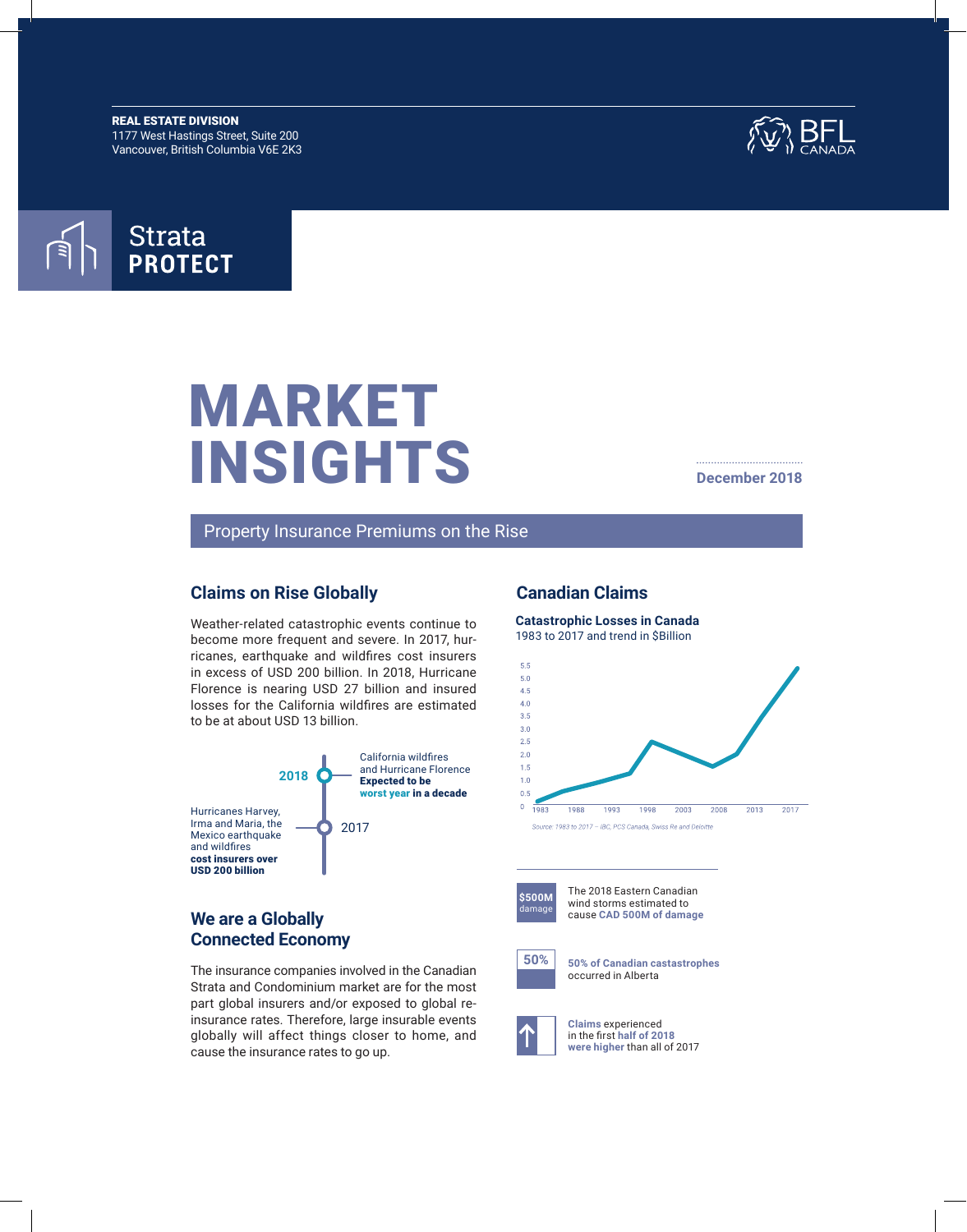**REAL ESTATE DIVISION**
1177 West Hastings Street, Suite 200
Vancouver, British Columbia V6E 2K3

BFL CANADA

Strata **PROTECT**

# MARKET INSIGHTS

**December 2018**

## Property Insurance Premiums on the Rise

### Claims on Rise Globally

Weather-related catastrophic events continue to become more frequent and severe. In 2017, hurricanes, earthquake and wildfires cost insurers in excess of USD 200 billion. In 2018, Hurricane Florence is nearing USD 27 billion and insured losses for the California wildfires are estimated to be at about USD 13 billion.

**2018** — California wildfires and Hurricane Florence **Expected to be worst year in a decade**

**2017** — Hurricanes Harvey, Irma and Maria, the Mexico earthquake and wildfires **cost insurers over USD 200 billion**

### We are a Globally Connected Economy

The insurance companies involved in the Canadian Strata and Condominium market are for the most part global insurers and/or exposed to global re-insurance rates. Therefore, large insurable events globally will affect things closer to home, and cause the insurance rates to go up.

### Canadian Claims

**Catastrophic Losses in Canada**
1983 to 2017 and trend in $Billion

*Source: 1983 to 2017 – IBC, PCS Canada, Swiss Re and Deloitte*

**$500M** damage — The 2018 Eastern Canadian wind storms estimated to cause **CAD 500M of damage**

**50%** — **50% of Canadian castastrophes** occurred in Alberta

**Claims** experienced in the first **half of 2018 were higher** than all of 2017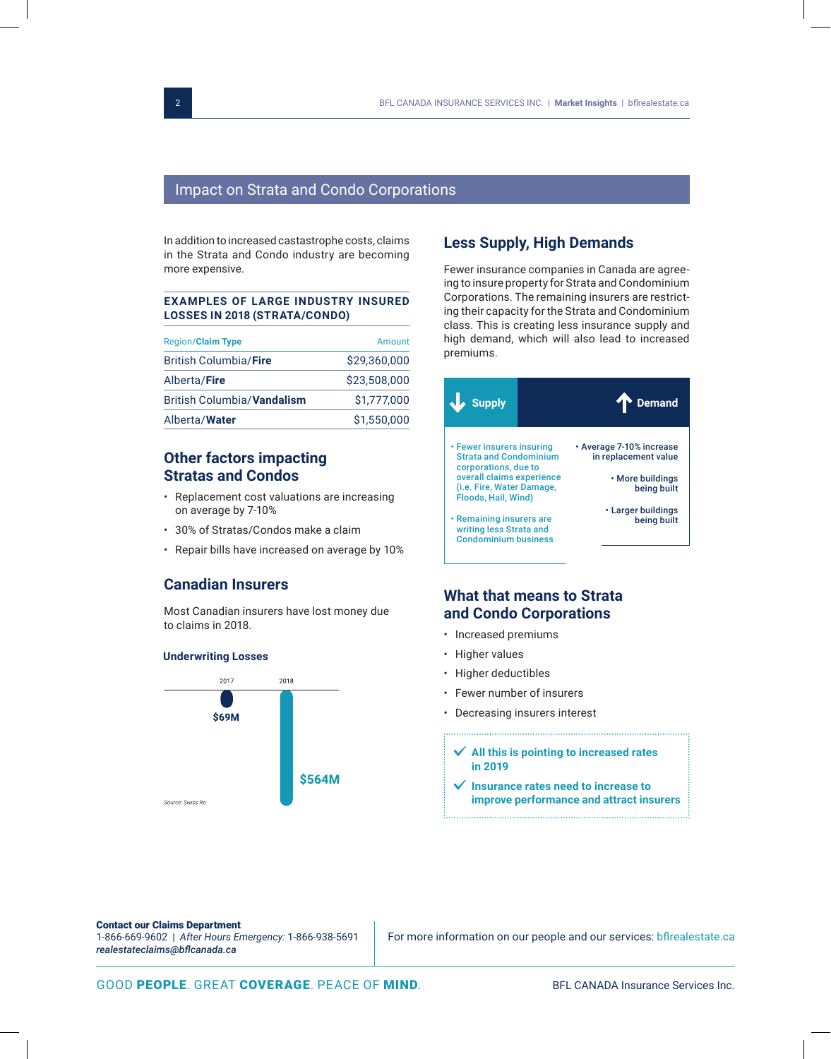## Impact on Strata and Condo Corporations

In addition to increased castastrophe costs, claims in the Strata and Condo industry are becoming more expensive.

**EXAMPLES OF LARGE INDUSTRY INSURED LOSSES IN 2018 (STRATA/CONDO)**

| Region/**Claim Type** | Amount |
|---|---|
| British Columbia/**Fire** | $29,360,000 |
| Alberta/**Fire** | $23,508,000 |
| British Columbia/**Vandalism** | $1,777,000 |
| Alberta/**Water** | $1,550,000 |

### Other factors impacting Stratas and Condos

- Replacement cost valuations are increasing on average by 7-10%
- 30% of Stratas/Condos make a claim
- Repair bills have increased on average by 10%

### Canadian Insurers

Most Canadian insurers have lost money due to claims in 2018.

**Underwriting Losses**

| 2017 | 2018 |
|---|---|
| $69M | $564M |

*Source: Swiss Re*

### Less Supply, High Demands

Fewer insurance companies in Canada are agreeing to insure property for Strata and Condominium Corporations. The remaining insurers are restricting their capacity for the Strata and Condominium class. This is creating less insurance supply and high demand, which will also lead to increased premiums.

| Supply | Demand |
|---|---|
| • Fewer insurers insuring Strata and Condominium corporations, due to overall claims experience (i.e. Fire, Water Damage, Floods, Hail, Wind)<br>• Remaining insurers are writing less Strata and Condominium business | • Average 7-10% increase in replacement value<br>• More buildings being built<br>• Larger buildings being built |

### What that means to Strata and Condo Corporations

- Increased premiums
- Higher values
- Higher deductibles
- Fewer number of insurers
- Decreasing insurers interest

✓ **All this is pointing to increased rates in 2019**

✓ **Insurance rates need to increase to improve performance and attract insurers**

**Contact our Claims Department**
1-866-669-9602 | *After Hours Emergency:* 1-866-938-5691
***realestateclaims@bflcanada.ca***

For more information on our people and our services: bflrealestate.ca

GOOD **PEOPLE**. GREAT **COVERAGE**. PEACE OF **MIND**.

BFL CANADA Insurance Services Inc.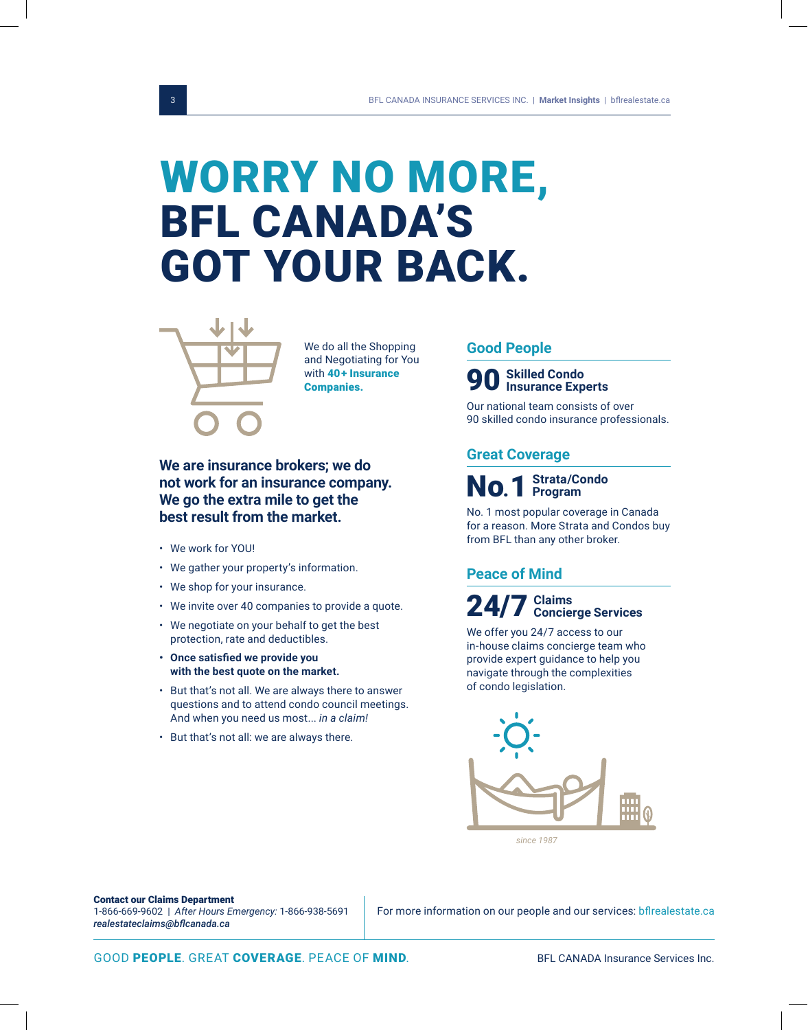# WORRY NO MORE, BFL CANADA'S GOT YOUR BACK.

We do all the Shopping and Negotiating for You with **40+ Insurance Companies.**

**We are insurance brokers; we do not work for an insurance company. We go the extra mile to get the best result from the market.**

- We work for YOU!
- We gather your property's information.
- We shop for your insurance.
- We invite over 40 companies to provide a quote.
- We negotiate on your behalf to get the best protection, rate and deductibles.
- **Once satisfied we provide you with the best quote on the market.**
- But that's not all. We are always there to answer questions and to attend condo council meetings. And when you need us most... *in a claim!*
- But that's not all: we are always there.

## Good People

**90 Skilled Condo Insurance Experts**

Our national team consists of over 90 skilled condo insurance professionals.

## Great Coverage

**No. 1 Strata/Condo Program**

No. 1 most popular coverage in Canada for a reason. More Strata and Condos buy from BFL than any other broker.

## Peace of Mind

**24/7 Claims Concierge Services**

We offer you 24/7 access to our in-house claims concierge team who provide expert guidance to help you navigate through the complexities of condo legislation.

*since 1987*

**Contact our Claims Department**
1-866-669-9602 | *After Hours Emergency:* 1-866-938-5691
***realestateclaims@bflcanada.ca***

For more information on our people and our services: bflrealestate.ca

GOOD **PEOPLE**. GREAT **COVERAGE**. PEACE OF **MIND**.

BFL CANADA Insurance Services Inc.